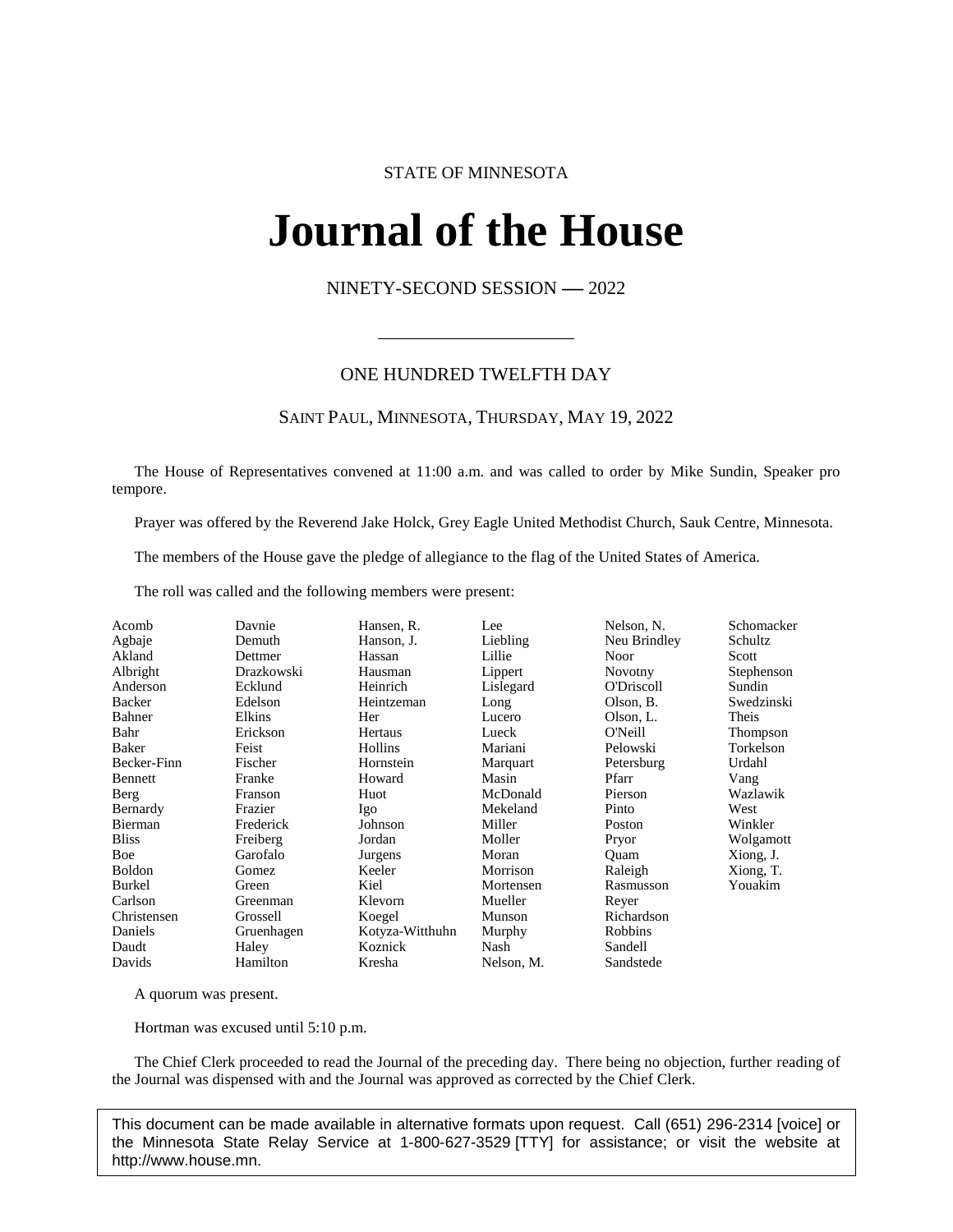STATE OF MINNESOTA

# Journal of the House

NINETY-SECOND SESSION — 2022

---

## ONE HUNDRED TWELFTH DAY

SAINT PAUL, MINNESOTA, THURSDAY, MAY 19, 2022

The House of Representatives convened at 11:00 a.m. and was called to order by Mike Sundin, Speaker pro tempore.

Prayer was offered by the Reverend Jake Holck, Grey Eagle United Methodist Church, Sauk Centre, Minnesota.

The members of the House gave the pledge of allegiance to the flag of the United States of America.

The roll was called and the following members were present:

| | | | | | |
|---|---|---|---|---|---|
| Acomb | Davnie | Hansen, R. | Lee | Nelson, N. | Schomacker |
| Agbaje | Demuth | Hanson, J. | Liebling | Neu Brindley | Schultz |
| Akland | Dettmer | Hassan | Lillie | Noor | Scott |
| Albright | Drazkowski | Hausman | Lippert | Novotny | Stephenson |
| Anderson | Ecklund | Heinrich | Lislegard | O'Driscoll | Sundin |
| Backer | Edelson | Heintzeman | Long | Olson, B. | Swedzinski |
| Bahner | Elkins | Her | Lucero | Olson, L. | Theis |
| Bahr | Erickson | Hertaus | Lueck | O'Neill | Thompson |
| Baker | Feist | Hollins | Mariani | Pelowski | Torkelson |
| Becker-Finn | Fischer | Hornstein | Marquart | Petersburg | Urdahl |
| Bennett | Franke | Howard | Masin | Pfarr | Vang |
| Berg | Franson | Huot | McDonald | Pierson | Wazlawik |
| Bernardy | Frazier | Igo | Mekeland | Pinto | West |
| Bierman | Frederick | Johnson | Miller | Poston | Winkler |
| Bliss | Freiberg | Jordan | Moller | Pryor | Wolgamott |
| Boe | Garofalo | Jurgens | Moran | Quam | Xiong, J. |
| Boldon | Gomez | Keeler | Morrison | Raleigh | Xiong, T. |
| Burkel | Green | Kiel | Mortensen | Rasmusson | Youakim |
| Carlson | Greenman | Klevorn | Mueller | Reyer | |
| Christensen | Grossell | Koegel | Munson | Richardson | |
| Daniels | Gruenhagen | Kotyza-Witthuhn | Murphy | Robbins | |
| Daudt | Haley | Koznick | Nash | Sandell | |
| Davids | Hamilton | Kresha | Nelson, M. | Sandstede | |

A quorum was present.

Hortman was excused until 5:10 p.m.

The Chief Clerk proceeded to read the Journal of the preceding day. There being no objection, further reading of the Journal was dispensed with and the Journal was approved as corrected by the Chief Clerk.

This document can be made available in alternative formats upon request. Call (651) 296-2314 [voice] or the Minnesota State Relay Service at 1-800-627-3529 [TTY] for assistance; or visit the website at http://www.house.mn.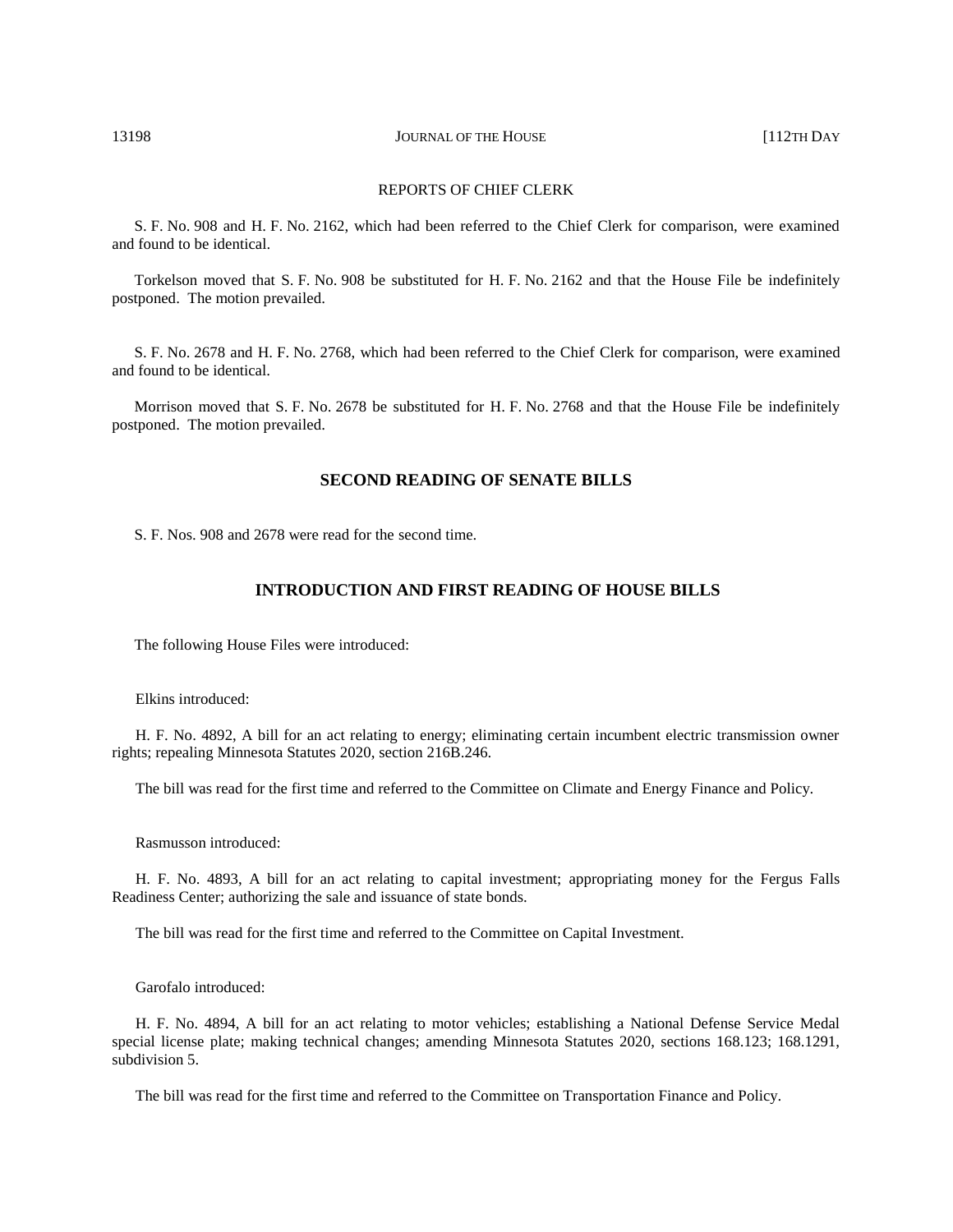REPORTS OF CHIEF CLERK

S. F. No. 908 and H. F. No. 2162, which had been referred to the Chief Clerk for comparison, were examined and found to be identical.

Torkelson moved that S. F. No. 908 be substituted for H. F. No. 2162 and that the House File be indefinitely postponed. The motion prevailed.

S. F. No. 2678 and H. F. No. 2768, which had been referred to the Chief Clerk for comparison, were examined and found to be identical.

Morrison moved that S. F. No. 2678 be substituted for H. F. No. 2768 and that the House File be indefinitely postponed. The motion prevailed.

## SECOND READING OF SENATE BILLS

S. F. Nos. 908 and 2678 were read for the second time.

## INTRODUCTION AND FIRST READING OF HOUSE BILLS

The following House Files were introduced:

Elkins introduced:

H. F. No. 4892, A bill for an act relating to energy; eliminating certain incumbent electric transmission owner rights; repealing Minnesota Statutes 2020, section 216B.246.

The bill was read for the first time and referred to the Committee on Climate and Energy Finance and Policy.

Rasmusson introduced:

H. F. No. 4893, A bill for an act relating to capital investment; appropriating money for the Fergus Falls Readiness Center; authorizing the sale and issuance of state bonds.

The bill was read for the first time and referred to the Committee on Capital Investment.

Garofalo introduced:

H. F. No. 4894, A bill for an act relating to motor vehicles; establishing a National Defense Service Medal special license plate; making technical changes; amending Minnesota Statutes 2020, sections 168.123; 168.1291, subdivision 5.

The bill was read for the first time and referred to the Committee on Transportation Finance and Policy.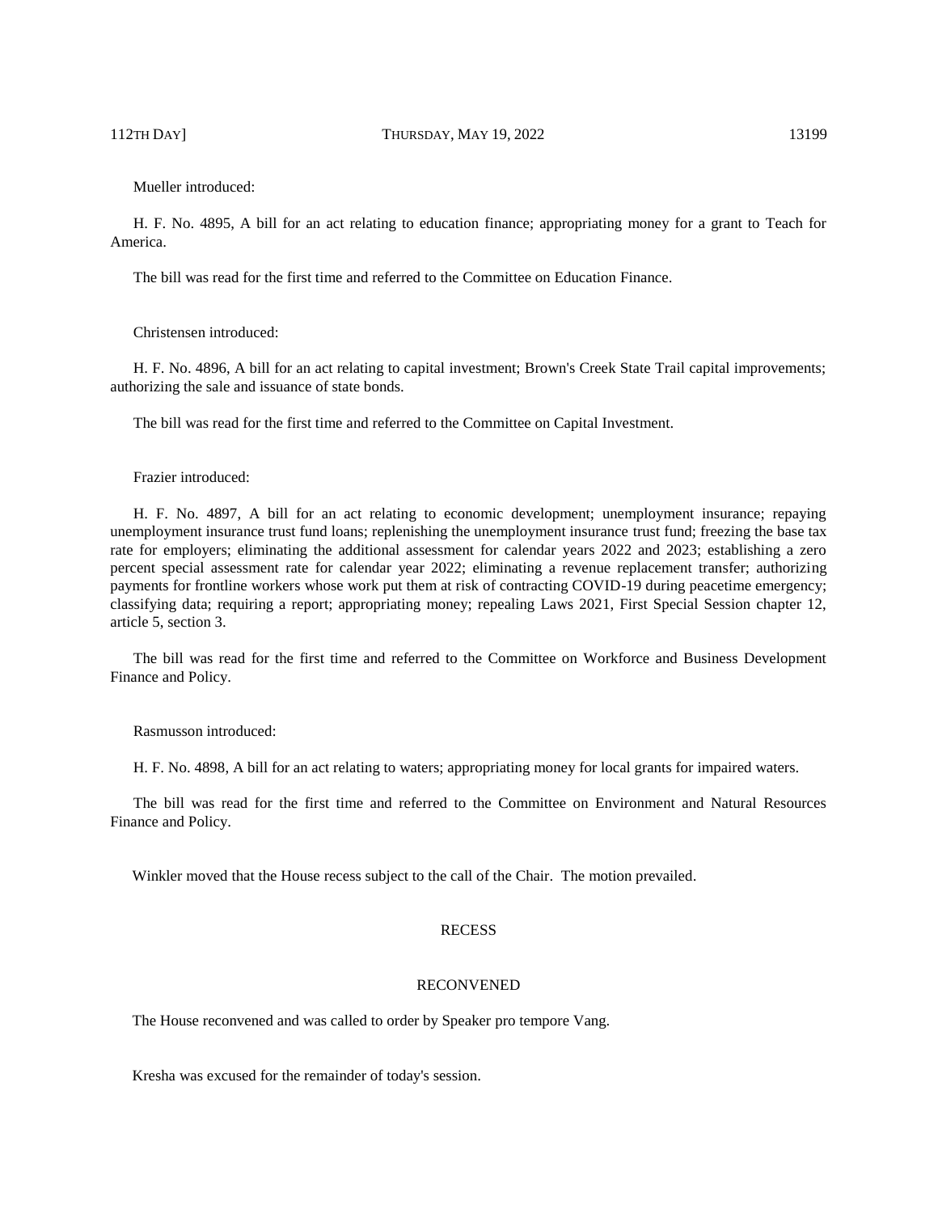Mueller introduced:

H. F. No. 4895, A bill for an act relating to education finance; appropriating money for a grant to Teach for America.

The bill was read for the first time and referred to the Committee on Education Finance.

Christensen introduced:

H. F. No. 4896, A bill for an act relating to capital investment; Brown's Creek State Trail capital improvements; authorizing the sale and issuance of state bonds.

The bill was read for the first time and referred to the Committee on Capital Investment.

Frazier introduced:

H. F. No. 4897, A bill for an act relating to economic development; unemployment insurance; repaying unemployment insurance trust fund loans; replenishing the unemployment insurance trust fund; freezing the base tax rate for employers; eliminating the additional assessment for calendar years 2022 and 2023; establishing a zero percent special assessment rate for calendar year 2022; eliminating a revenue replacement transfer; authorizing payments for frontline workers whose work put them at risk of contracting COVID-19 during peacetime emergency; classifying data; requiring a report; appropriating money; repealing Laws 2021, First Special Session chapter 12, article 5, section 3.

The bill was read for the first time and referred to the Committee on Workforce and Business Development Finance and Policy.

Rasmusson introduced:

H. F. No. 4898, A bill for an act relating to waters; appropriating money for local grants for impaired waters.

The bill was read for the first time and referred to the Committee on Environment and Natural Resources Finance and Policy.

Winkler moved that the House recess subject to the call of the Chair. The motion prevailed.

## RECESS

## RECONVENED

The House reconvened and was called to order by Speaker pro tempore Vang.

Kresha was excused for the remainder of today's session.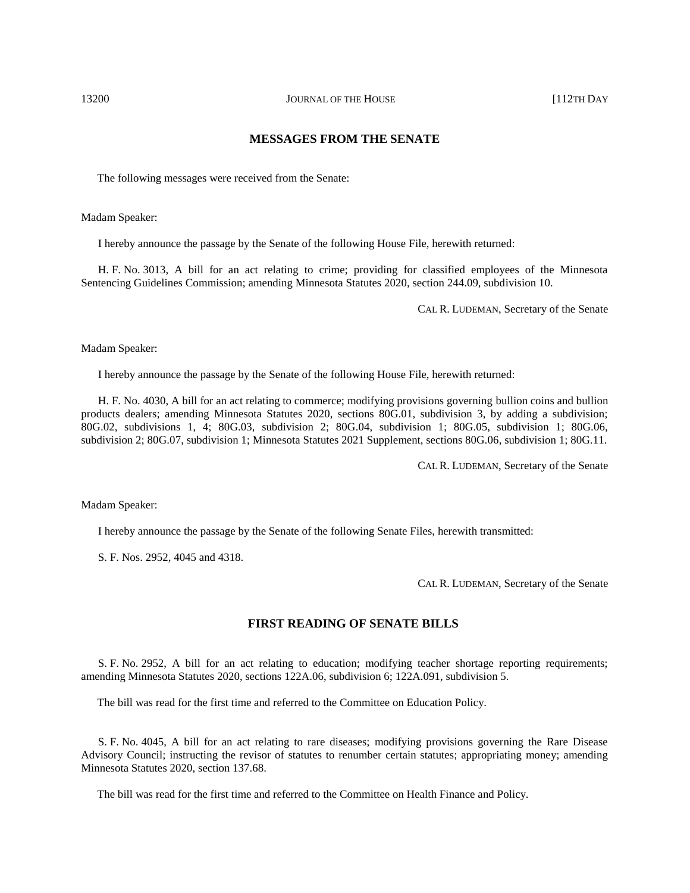## MESSAGES FROM THE SENATE

The following messages were received from the Senate:

Madam Speaker:

I hereby announce the passage by the Senate of the following House File, herewith returned:

H. F. No. 3013, A bill for an act relating to crime; providing for classified employees of the Minnesota Sentencing Guidelines Commission; amending Minnesota Statutes 2020, section 244.09, subdivision 10.

CAL R. LUDEMAN, Secretary of the Senate

Madam Speaker:

I hereby announce the passage by the Senate of the following House File, herewith returned:

H. F. No. 4030, A bill for an act relating to commerce; modifying provisions governing bullion coins and bullion products dealers; amending Minnesota Statutes 2020, sections 80G.01, subdivision 3, by adding a subdivision; 80G.02, subdivisions 1, 4; 80G.03, subdivision 2; 80G.04, subdivision 1; 80G.05, subdivision 1; 80G.06, subdivision 2; 80G.07, subdivision 1; Minnesota Statutes 2021 Supplement, sections 80G.06, subdivision 1; 80G.11.

CAL R. LUDEMAN, Secretary of the Senate

Madam Speaker:

I hereby announce the passage by the Senate of the following Senate Files, herewith transmitted:

S. F. Nos. 2952, 4045 and 4318.

CAL R. LUDEMAN, Secretary of the Senate

## FIRST READING OF SENATE BILLS

S. F. No. 2952, A bill for an act relating to education; modifying teacher shortage reporting requirements; amending Minnesota Statutes 2020, sections 122A.06, subdivision 6; 122A.091, subdivision 5.

The bill was read for the first time and referred to the Committee on Education Policy.

S. F. No. 4045, A bill for an act relating to rare diseases; modifying provisions governing the Rare Disease Advisory Council; instructing the revisor of statutes to renumber certain statutes; appropriating money; amending Minnesota Statutes 2020, section 137.68.

The bill was read for the first time and referred to the Committee on Health Finance and Policy.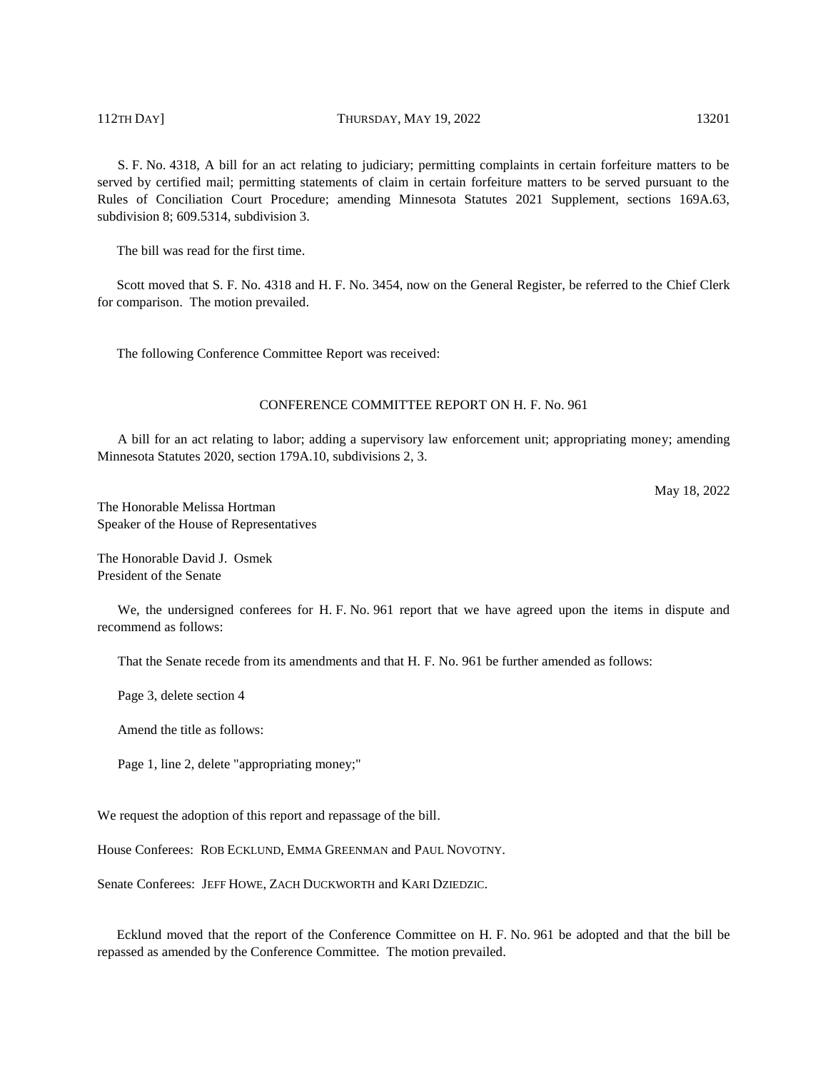S. F. No. 4318, A bill for an act relating to judiciary; permitting complaints in certain forfeiture matters to be served by certified mail; permitting statements of claim in certain forfeiture matters to be served pursuant to the Rules of Conciliation Court Procedure; amending Minnesota Statutes 2021 Supplement, sections 169A.63, subdivision 8; 609.5314, subdivision 3.

The bill was read for the first time.

Scott moved that S. F. No. 4318 and H. F. No. 3454, now on the General Register, be referred to the Chief Clerk for comparison. The motion prevailed.

The following Conference Committee Report was received:

## CONFERENCE COMMITTEE REPORT ON H. F. No. 961

A bill for an act relating to labor; adding a supervisory law enforcement unit; appropriating money; amending Minnesota Statutes 2020, section 179A.10, subdivisions 2, 3.

May 18, 2022

The Honorable Melissa Hortman
Speaker of the House of Representatives

The Honorable David J. Osmek
President of the Senate

We, the undersigned conferees for H. F. No. 961 report that we have agreed upon the items in dispute and recommend as follows:

That the Senate recede from its amendments and that H. F. No. 961 be further amended as follows:

Page 3, delete section 4

Amend the title as follows:

Page 1, line 2, delete "appropriating money;"

We request the adoption of this report and repassage of the bill.

House Conferees: ROB ECKLUND, EMMA GREENMAN and PAUL NOVOTNY.

Senate Conferees: JEFF HOWE, ZACH DUCKWORTH and KARI DZIEDZIC.

Ecklund moved that the report of the Conference Committee on H. F. No. 961 be adopted and that the bill be repassed as amended by the Conference Committee. The motion prevailed.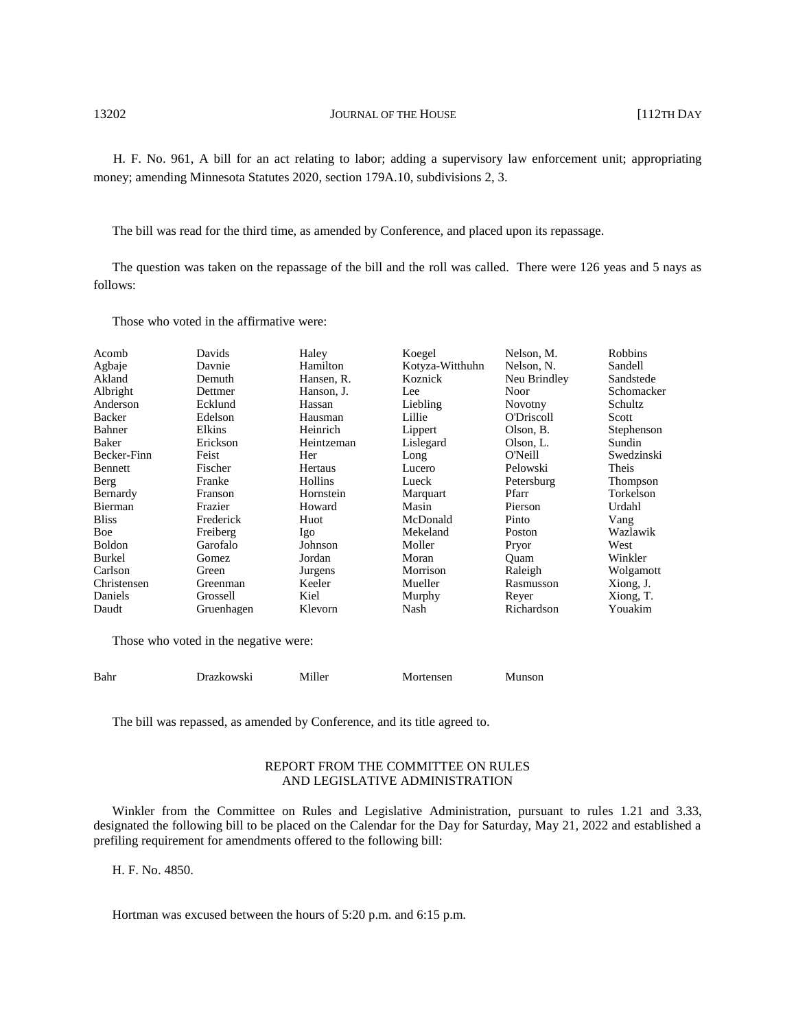H. F. No. 961, A bill for an act relating to labor; adding a supervisory law enforcement unit; appropriating money; amending Minnesota Statutes 2020, section 179A.10, subdivisions 2, 3.

The bill was read for the third time, as amended by Conference, and placed upon its repassage.

The question was taken on the repassage of the bill and the roll was called. There were 126 yeas and 5 nays as follows:

Those who voted in the affirmative were:

| | | | | | |
|---|---|---|---|---|---|
| Acomb | Davids | Haley | Koegel | Nelson, M. | Robbins |
| Agbaje | Davnie | Hamilton | Kotyza-Witthuhn | Nelson, N. | Sandell |
| Akland | Demuth | Hansen, R. | Koznick | Neu Brindley | Sandstede |
| Albright | Dettmer | Hanson, J. | Lee | Noor | Schomacker |
| Anderson | Ecklund | Hassan | Liebling | Novotny | Schultz |
| Backer | Edelson | Hausman | Lillie | O'Driscoll | Scott |
| Bahner | Elkins | Heinrich | Lippert | Olson, B. | Stephenson |
| Baker | Erickson | Heintzeman | Lislegard | Olson, L. | Sundin |
| Becker-Finn | Feist | Her | Long | O'Neill | Swedzinski |
| Bennett | Fischer | Hertaus | Lucero | Pelowski | Theis |
| Berg | Franke | Hollins | Lueck | Petersburg | Thompson |
| Bernardy | Franson | Hornstein | Marquart | Pfarr | Torkelson |
| Bierman | Frazier | Howard | Masin | Pierson | Urdahl |
| Bliss | Frederick | Huot | McDonald | Pinto | Vang |
| Boe | Freiberg | Igo | Mekeland | Poston | Wazlawik |
| Boldon | Garofalo | Johnson | Moller | Pryor | West |
| Burkel | Gomez | Jordan | Moran | Quam | Winkler |
| Carlson | Green | Jurgens | Morrison | Raleigh | Wolgamott |
| Christensen | Greenman | Keeler | Mueller | Rasmusson | Xiong, J. |
| Daniels | Grossell | Kiel | Murphy | Reyer | Xiong, T. |
| Daudt | Gruenhagen | Klevorn | Nash | Richardson | Youakim |

Those who voted in the negative were:

| | | | | |
|---|---|---|---|---|
| Bahr | Drazkowski | Miller | Mortensen | Munson |

The bill was repassed, as amended by Conference, and its title agreed to.

## REPORT FROM THE COMMITTEE ON RULES AND LEGISLATIVE ADMINISTRATION

Winkler from the Committee on Rules and Legislative Administration, pursuant to rules 1.21 and 3.33, designated the following bill to be placed on the Calendar for the Day for Saturday, May 21, 2022 and established a prefiling requirement for amendments offered to the following bill:

H. F. No. 4850.

Hortman was excused between the hours of 5:20 p.m. and 6:15 p.m.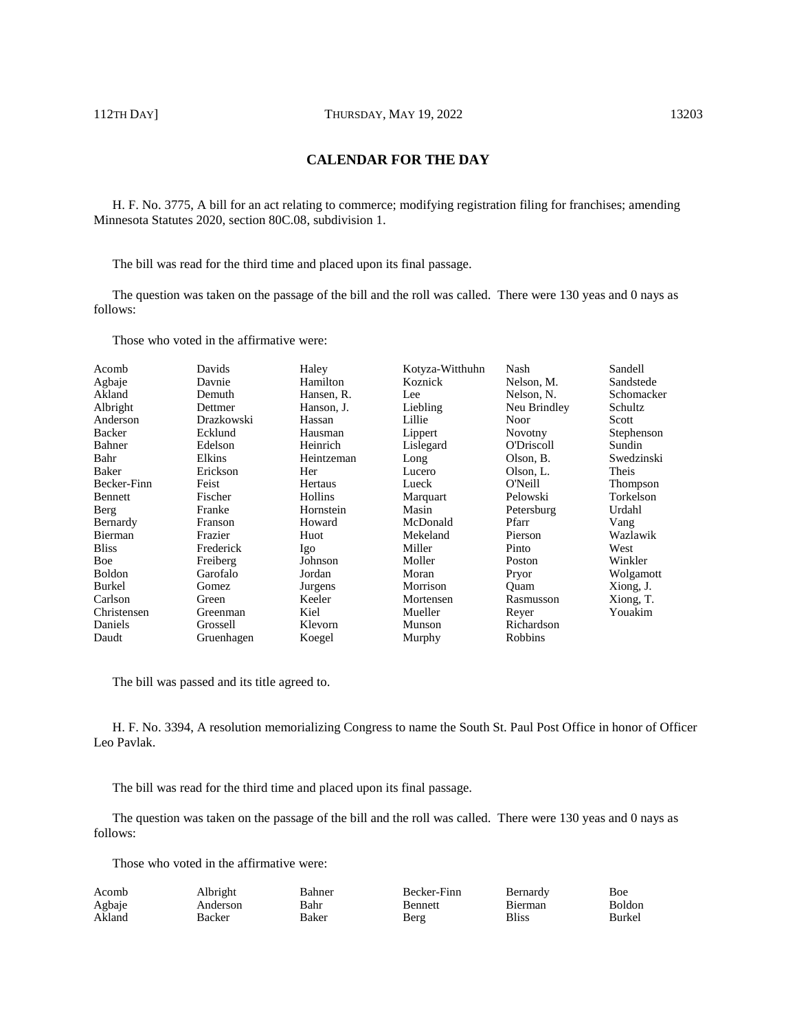## CALENDAR FOR THE DAY

H. F. No. 3775, A bill for an act relating to commerce; modifying registration filing for franchises; amending Minnesota Statutes 2020, section 80C.08, subdivision 1.

The bill was read for the third time and placed upon its final passage.

The question was taken on the passage of the bill and the roll was called. There were 130 yeas and 0 nays as follows:

Those who voted in the affirmative were:

| | | | | | |
|---|---|---|---|---|---|
| Acomb | Davids | Haley | Kotyza-Witthuhn | Nash | Sandell |
| Agbaje | Davnie | Hamilton | Koznick | Nelson, M. | Sandstede |
| Akland | Demuth | Hansen, R. | Lee | Nelson, N. | Schomacker |
| Albright | Dettmer | Hanson, J. | Liebling | Neu Brindley | Schultz |
| Anderson | Drazkowski | Hassan | Lillie | Noor | Scott |
| Backer | Ecklund | Hausman | Lippert | Novotny | Stephenson |
| Bahner | Edelson | Heinrich | Lislegard | O'Driscoll | Sundin |
| Bahr | Elkins | Heintzeman | Long | Olson, B. | Swedzinski |
| Baker | Erickson | Her | Lucero | Olson, L. | Theis |
| Becker-Finn | Feist | Hertaus | Lueck | O'Neill | Thompson |
| Bennett | Fischer | Hollins | Marquart | Pelowski | Torkelson |
| Berg | Franke | Hornstein | Masin | Petersburg | Urdahl |
| Bernardy | Franson | Howard | McDonald | Pfarr | Vang |
| Bierman | Frazier | Huot | Mekeland | Pierson | Wazlawik |
| Bliss | Frederick | Igo | Miller | Pinto | West |
| Boe | Freiberg | Johnson | Moller | Poston | Winkler |
| Boldon | Garofalo | Jordan | Moran | Pryor | Wolgamott |
| Burkel | Gomez | Jurgens | Morrison | Quam | Xiong, J. |
| Carlson | Green | Keeler | Mortensen | Rasmusson | Xiong, T. |
| Christensen | Greenman | Kiel | Mueller | Reyer | Youakim |
| Daniels | Grossell | Klevorn | Munson | Richardson | |
| Daudt | Gruenhagen | Koegel | Murphy | Robbins | |

The bill was passed and its title agreed to.

H. F. No. 3394, A resolution memorializing Congress to name the South St. Paul Post Office in honor of Officer Leo Pavlak.

The bill was read for the third time and placed upon its final passage.

The question was taken on the passage of the bill and the roll was called. There were 130 yeas and 0 nays as follows:

Those who voted in the affirmative were:

| | | | | | |
|---|---|---|---|---|---|
| Acomb | Albright | Bahner | Becker-Finn | Bernardy | Boe |
| Agbaje | Anderson | Bahr | Bennett | Bierman | Boldon |
| Akland | Backer | Baker | Berg | Bliss | Burkel |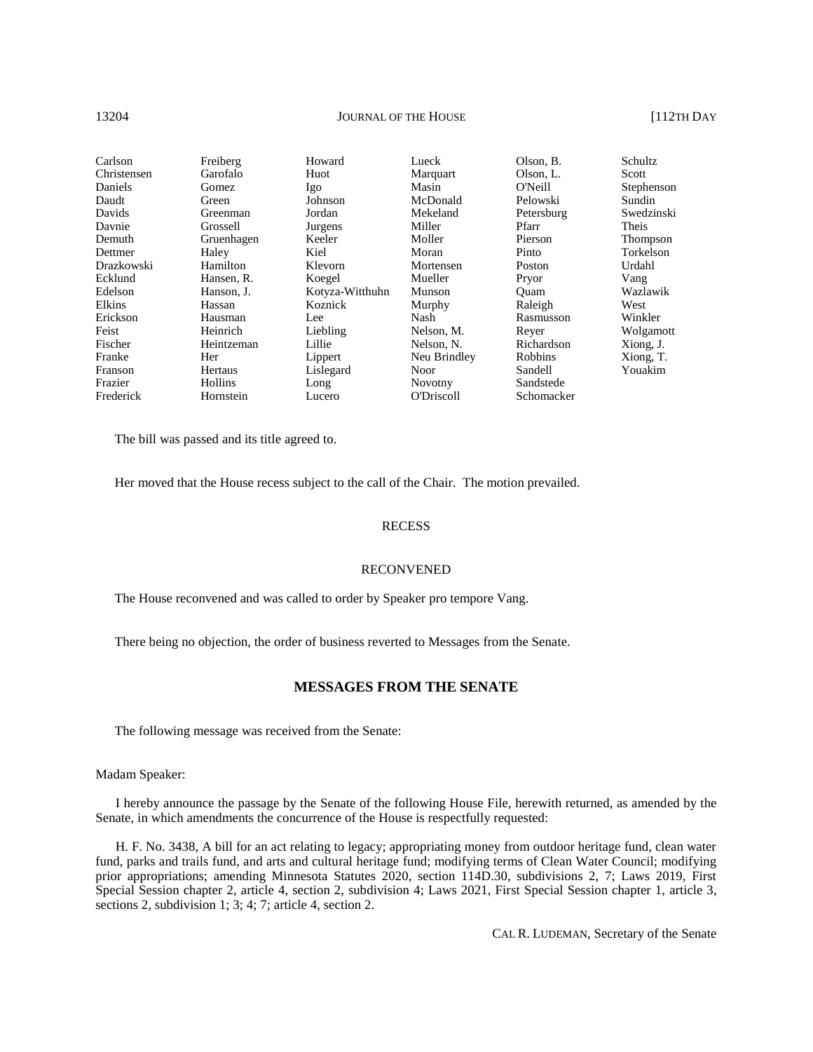| | | | | | |
|---|---|---|---|---|---|
| Carlson | Freiberg | Howard | Lueck | Olson, B. | Schultz |
| Christensen | Garofalo | Huot | Marquart | Olson, L. | Scott |
| Daniels | Gomez | Igo | Masin | O'Neill | Stephenson |
| Daudt | Green | Johnson | McDonald | Pelowski | Sundin |
| Davids | Greenman | Jordan | Mekeland | Petersburg | Swedzinski |
| Davnie | Grossell | Jurgens | Miller | Pfarr | Theis |
| Demuth | Gruenhagen | Keeler | Moller | Pierson | Thompson |
| Dettmer | Haley | Kiel | Moran | Pinto | Torkelson |
| Drazkowski | Hamilton | Klevorn | Mortensen | Poston | Urdahl |
| Ecklund | Hansen, R. | Koegel | Mueller | Pryor | Vang |
| Edelson | Hanson, J. | Kotyza-Witthuhn | Munson | Quam | Wazlawik |
| Elkins | Hassan | Koznick | Murphy | Raleigh | West |
| Erickson | Hausman | Lee | Nash | Rasmusson | Winkler |
| Feist | Heinrich | Liebling | Nelson, M. | Reyer | Wolgamott |
| Fischer | Heintzeman | Lillie | Nelson, N. | Richardson | Xiong, J. |
| Franke | Her | Lippert | Neu Brindley | Robbins | Xiong, T. |
| Franson | Hertaus | Lislegard | Noor | Sandell | Youakim |
| Frazier | Hollins | Long | Novotny | Sandstede | |
| Frederick | Hornstein | Lucero | O'Driscoll | Schomacker | |

The bill was passed and its title agreed to.

Her moved that the House recess subject to the call of the Chair. The motion prevailed.

RECESS

RECONVENED

The House reconvened and was called to order by Speaker pro tempore Vang.

There being no objection, the order of business reverted to Messages from the Senate.

## MESSAGES FROM THE SENATE

The following message was received from the Senate:

Madam Speaker:

I hereby announce the passage by the Senate of the following House File, herewith returned, as amended by the Senate, in which amendments the concurrence of the House is respectfully requested:

H. F. No. 3438, A bill for an act relating to legacy; appropriating money from outdoor heritage fund, clean water fund, parks and trails fund, and arts and cultural heritage fund; modifying terms of Clean Water Council; modifying prior appropriations; amending Minnesota Statutes 2020, section 114D.30, subdivisions 2, 7; Laws 2019, First Special Session chapter 2, article 4, section 2, subdivision 4; Laws 2021, First Special Session chapter 1, article 3, sections 2, subdivision 1; 3; 4; 7; article 4, section 2.

CAL R. LUDEMAN, Secretary of the Senate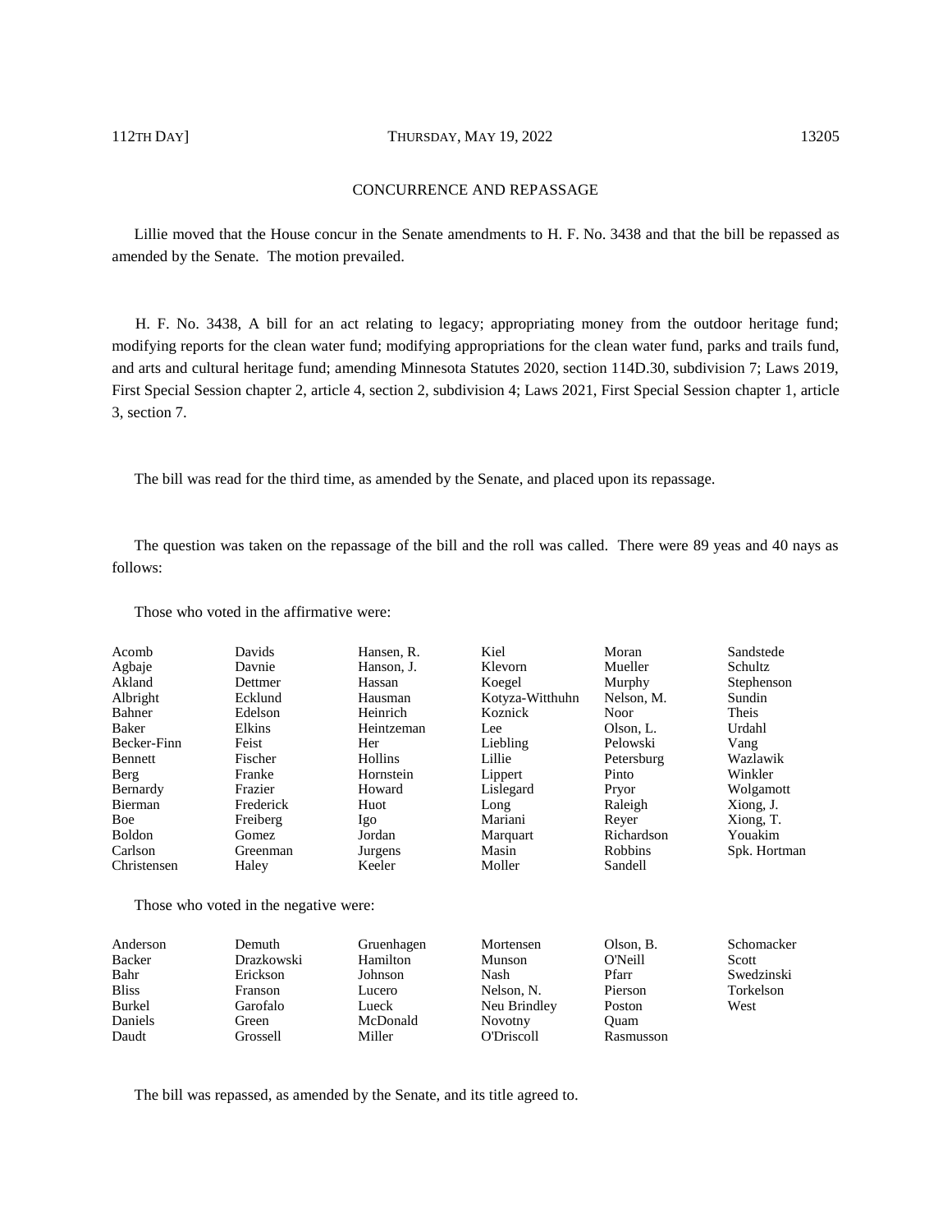## CONCURRENCE AND REPASSAGE

Lillie moved that the House concur in the Senate amendments to H. F. No. 3438 and that the bill be repassed as amended by the Senate. The motion prevailed.

H. F. No. 3438, A bill for an act relating to legacy; appropriating money from the outdoor heritage fund; modifying reports for the clean water fund; modifying appropriations for the clean water fund, parks and trails fund, and arts and cultural heritage fund; amending Minnesota Statutes 2020, section 114D.30, subdivision 7; Laws 2019, First Special Session chapter 2, article 4, section 2, subdivision 4; Laws 2021, First Special Session chapter 1, article 3, section 7.

The bill was read for the third time, as amended by the Senate, and placed upon its repassage.

The question was taken on the repassage of the bill and the roll was called. There were 89 yeas and 40 nays as follows:

Those who voted in the affirmative were:

| | | | | | |
|---|---|---|---|---|---|
| Acomb | Davids | Hansen, R. | Kiel | Moran | Sandstede |
| Agbaje | Davnie | Hanson, J. | Klevorn | Mueller | Schultz |
| Akland | Dettmer | Hassan | Koegel | Murphy | Stephenson |
| Albright | Ecklund | Hausman | Kotyza-Witthuhn | Nelson, M. | Sundin |
| Bahner | Edelson | Heinrich | Koznick | Noor | Theis |
| Baker | Elkins | Heintzeman | Lee | Olson, L. | Urdahl |
| Becker-Finn | Feist | Her | Liebling | Pelowski | Vang |
| Bennett | Fischer | Hollins | Lillie | Petersburg | Wazlawik |
| Berg | Franke | Hornstein | Lippert | Pinto | Winkler |
| Bernardy | Frazier | Howard | Lislegard | Pryor | Wolgamott |
| Bierman | Frederick | Huot | Long | Raleigh | Xiong, J. |
| Boe | Freiberg | Igo | Mariani | Reyer | Xiong, T. |
| Boldon | Gomez | Jordan | Marquart | Richardson | Youakim |
| Carlson | Greenman | Jurgens | Masin | Robbins | Spk. Hortman |
| Christensen | Haley | Keeler | Moller | Sandell | |

Those who voted in the negative were:

| | | | | | |
|---|---|---|---|---|---|
| Anderson | Demuth | Gruenhagen | Mortensen | Olson, B. | Schomacker |
| Backer | Drazkowski | Hamilton | Munson | O'Neill | Scott |
| Bahr | Erickson | Johnson | Nash | Pfarr | Swedzinski |
| Bliss | Franson | Lucero | Nelson, N. | Pierson | Torkelson |
| Burkel | Garofalo | Lueck | Neu Brindley | Poston | West |
| Daniels | Green | McDonald | Novotny | Quam | |
| Daudt | Grossell | Miller | O'Driscoll | Rasmusson | |

The bill was repassed, as amended by the Senate, and its title agreed to.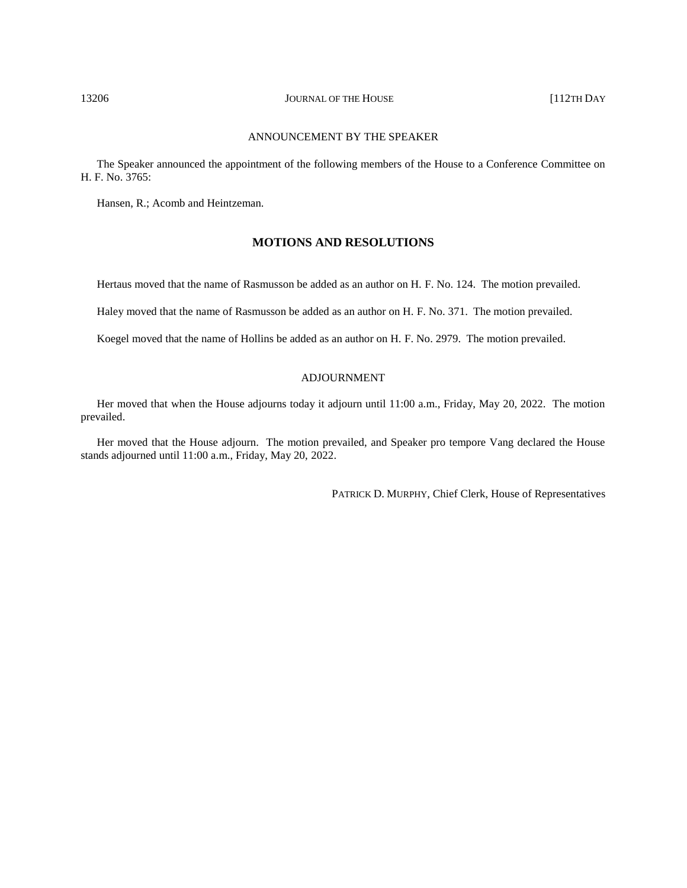ANNOUNCEMENT BY THE SPEAKER

The Speaker announced the appointment of the following members of the House to a Conference Committee on H. F. No. 3765:

Hansen, R.; Acomb and Heintzeman.

## MOTIONS AND RESOLUTIONS

Hertaus moved that the name of Rasmusson be added as an author on H. F. No. 124. The motion prevailed.

Haley moved that the name of Rasmusson be added as an author on H. F. No. 371. The motion prevailed.

Koegel moved that the name of Hollins be added as an author on H. F. No. 2979. The motion prevailed.

ADJOURNMENT

Her moved that when the House adjourns today it adjourn until 11:00 a.m., Friday, May 20, 2022. The motion prevailed.

Her moved that the House adjourn. The motion prevailed, and Speaker pro tempore Vang declared the House stands adjourned until 11:00 a.m., Friday, May 20, 2022.

PATRICK D. MURPHY, Chief Clerk, House of Representatives